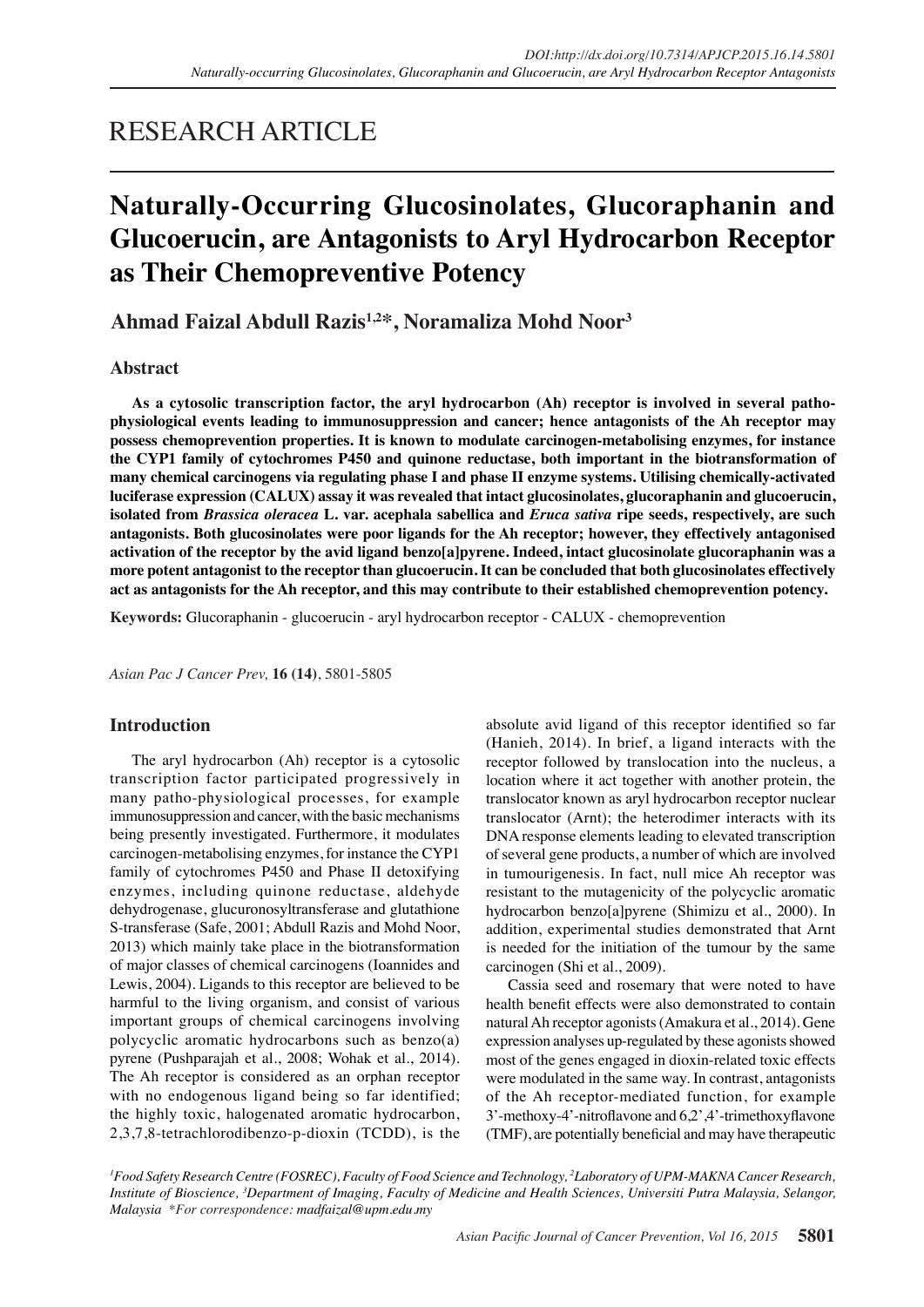RESEARCH ARTICLE

# Naturally-Occurring Glucosinolates, Glucoraphanin and Glucoerucin, are Antagonists to Aryl Hydrocarbon Receptor as Their Chemopreventive Potency

**Ahmad Faizal Abdull Razis[1,2]*, Noramaliza Mohd Noor[3]**

## Abstract

**As a cytosolic transcription factor, the aryl hydrocarbon (Ah) receptor is involved in several patho-physiological events leading to immunosuppression and cancer; hence antagonists of the Ah receptor may possess chemoprevention properties. It is known to modulate carcinogen-metabolising enzymes, for instance the CYP1 family of cytochromes P450 and quinone reductase, both important in the biotransformation of many chemical carcinogens via regulating phase I and phase II enzyme systems. Utilising chemically-activated luciferase expression (CALUX) assay it was revealed that intact glucosinolates, glucoraphanin and glucoerucin, isolated from *Brassica oleracea* L. var. acephala sabellica and *Eruca sativa* ripe seeds, respectively, are such antagonists. Both glucosinolates were poor ligands for the Ah receptor; however, they effectively antagonised activation of the receptor by the avid ligand benzo[a]pyrene. Indeed, intact glucosinolate glucoraphanin was a more potent antagonist to the receptor than glucoerucin. It can be concluded that both glucosinolates effectively act as antagonists for the Ah receptor, and this may contribute to their established chemoprevention potency.**

**Keywords:** Glucoraphanin - glucoerucin - aryl hydrocarbon receptor - CALUX - chemoprevention

*Asian Pac J Cancer Prev,* **16 (14)**, 5801-5805

## Introduction

The aryl hydrocarbon (Ah) receptor is a cytosolic transcription factor participated progressively in many patho-physiological processes, for example immunosuppression and cancer, with the basic mechanisms being presently investigated. Furthermore, it modulates carcinogen-metabolising enzymes, for instance the CYP1 family of cytochromes P450 and Phase II detoxifying enzymes, including quinone reductase, aldehyde dehydrogenase, glucuronosyltransferase and glutathione S-transferase (Safe, 2001; Abdull Razis and Mohd Noor, 2013) which mainly take place in the biotransformation of major classes of chemical carcinogens (Ioannides and Lewis, 2004). Ligands to this receptor are believed to be harmful to the living organism, and consist of various important groups of chemical carcinogens involving polycyclic aromatic hydrocarbons such as benzo(a) pyrene (Pushparajah et al., 2008; Wohak et al., 2014). The Ah receptor is considered as an orphan receptor with no endogenous ligand being so far identified; the highly toxic, halogenated aromatic hydrocarbon, 2,3,7,8-tetrachlorodibenzo-p-dioxin (TCDD), is the absolute avid ligand of this receptor identified so far (Hanieh, 2014). In brief, a ligand interacts with the receptor followed by translocation into the nucleus, a location where it act together with another protein, the translocator known as aryl hydrocarbon receptor nuclear translocator (Arnt); the heterodimer interacts with its DNA response elements leading to elevated transcription of several gene products, a number of which are involved in tumourigenesis. In fact, null mice Ah receptor was resistant to the mutagenicity of the polycyclic aromatic hydrocarbon benzo[a]pyrene (Shimizu et al., 2000). In addition, experimental studies demonstrated that Arnt is needed for the initiation of the tumour by the same carcinogen (Shi et al., 2009).

Cassia seed and rosemary that were noted to have health benefit effects were also demonstrated to contain natural Ah receptor agonists (Amakura et al., 2014). Gene expression analyses up-regulated by these agonists showed most of the genes engaged in dioxin-related toxic effects were modulated in the same way. In contrast, antagonists of the Ah receptor-mediated function, for example 3'-methoxy-4'-nitroflavone and 6,2',4'-trimethoxyflavone (TMF), are potentially beneficial and may have therapeutic

[1]*Food Safety Research Centre (FOSREC), Faculty of Food Science and Technology,* [2]*Laboratory of UPM-MAKNA Cancer Research, Institute of Bioscience,* [3]*Department of Imaging, Faculty of Medicine and Health Sciences, Universiti Putra Malaysia, Selangor, Malaysia \*For correspondence: madfaizal@upm.edu.my*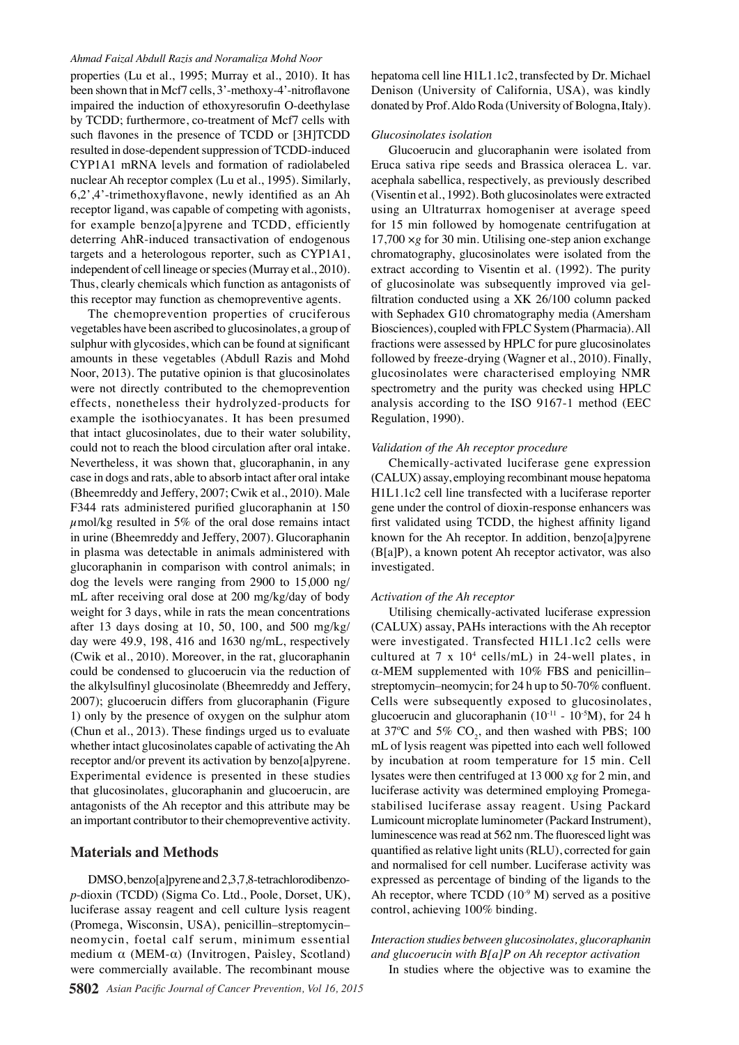properties (Lu et al., 1995; Murray et al., 2010). It has been shown that in Mcf7 cells, 3'-methoxy-4'-nitroflavone impaired the induction of ethoxyresorufin O-deethylase by TCDD; furthermore, co-treatment of Mcf7 cells with such flavones in the presence of TCDD or [3H]TCDD resulted in dose-dependent suppression of TCDD-induced CYP1A1 mRNA levels and formation of radiolabeled nuclear Ah receptor complex (Lu et al., 1995). Similarly, 6,2',4'-trimethoxyflavone, newly identified as an Ah receptor ligand, was capable of competing with agonists, for example benzo[a]pyrene and TCDD, efficiently deterring AhR-induced transactivation of endogenous targets and a heterologous reporter, such as CYP1A1, independent of cell lineage or species (Murray et al., 2010). Thus, clearly chemicals which function as antagonists of this receptor may function as chemopreventive agents.

The chemoprevention properties of cruciferous vegetables have been ascribed to glucosinolates, a group of sulphur with glycosides, which can be found at significant amounts in these vegetables (Abdull Razis and Mohd Noor, 2013). The putative opinion is that glucosinolates were not directly contributed to the chemoprevention effects, nonetheless their hydrolyzed-products for example the isothiocyanates. It has been presumed that intact glucosinolates, due to their water solubility, could not to reach the blood circulation after oral intake. Nevertheless, it was shown that, glucoraphanin, in any case in dogs and rats, able to absorb intact after oral intake (Bheemreddy and Jeffery, 2007; Cwik et al., 2010). Male F344 rats administered purified glucoraphanin at 150 $\mu$mol/kg resulted in 5% of the oral dose remains intact in urine (Bheemreddy and Jeffery, 2007). Glucoraphanin in plasma was detectable in animals administered with glucoraphanin in comparison with control animals; in dog the levels were ranging from 2900 to 15,000 ng/mL after receiving oral dose at 200 mg/kg/day of body weight for 3 days, while in rats the mean concentrations after 13 days dosing at 10, 50, 100, and 500 mg/kg/day were 49.9, 198, 416 and 1630 ng/mL, respectively (Cwik et al., 2010). Moreover, in the rat, glucoraphanin could be condensed to glucoerucin via the reduction of the alkylsulfinyl glucosinolate (Bheemreddy and Jeffery, 2007); glucoerucin differs from glucoraphanin (Figure 1) only by the presence of oxygen on the sulphur atom (Chun et al., 2013). These findings urged us to evaluate whether intact glucosinolates capable of activating the Ah receptor and/or prevent its activation by benzo[a]pyrene. Experimental evidence is presented in these studies that glucosinolates, glucoraphanin and glucoerucin, are antagonists of the Ah receptor and this attribute may be an important contributor to their chemopreventive activity.

## Materials and Methods

DMSO, benzo[a]pyrene and 2,3,7,8-tetrachlorodibenzo-*p*-dioxin (TCDD) (Sigma Co. Ltd., Poole, Dorset, UK), luciferase assay reagent and cell culture lysis reagent (Promega, Wisconsin, USA), penicillin–streptomycin–neomycin, foetal calf serum, minimum essential medium $\alpha$ (MEM-$\alpha$) (Invitrogen, Paisley, Scotland) were commercially available. The recombinant mouse hepatoma cell line H1L1.1c2, transfected by Dr. Michael Denison (University of California, USA), was kindly donated by Prof. Aldo Roda (University of Bologna, Italy).

*Glucosinolates isolation*

Glucoerucin and glucoraphanin were isolated from Eruca sativa ripe seeds and Brassica oleracea L. var. acephala sabellica, respectively, as previously described (Visentin et al., 1992). Both glucosinolates were extracted using an Ultraturrax homogeniser at average speed for 15 min followed by homogenate centrifugation at 17,700 ×*g* for 30 min. Utilising one-step anion exchange chromatography, glucosinolates were isolated from the extract according to Visentin et al. (1992). The purity of glucosinolate was subsequently improved via gel-filtration conducted using a XK 26/100 column packed with Sephadex G10 chromatography media (Amersham Biosciences), coupled with FPLC System (Pharmacia). All fractions were assessed by HPLC for pure glucosinolates followed by freeze-drying (Wagner et al., 2010). Finally, glucosinolates were characterised employing NMR spectrometry and the purity was checked using HPLC analysis according to the ISO 9167-1 method (EEC Regulation, 1990).

*Validation of the Ah receptor procedure*

Chemically-activated luciferase gene expression (CALUX) assay, employing recombinant mouse hepatoma H1L1.1c2 cell line transfected with a luciferase reporter gene under the control of dioxin-response enhancers was first validated using TCDD, the highest affinity ligand known for the Ah receptor. In addition, benzo[a]pyrene (B[a]P), a known potent Ah receptor activator, was also investigated.

*Activation of the Ah receptor*

Utilising chemically-activated luciferase expression (CALUX) assay, PAHs interactions with the Ah receptor were investigated. Transfected H1L1.1c2 cells were cultured at 7 x $10^4$ cells/mL) in 24-well plates, in $\alpha$-MEM supplemented with 10% FBS and penicillin–streptomycin–neomycin; for 24 h up to 50-70% confluent. Cells were subsequently exposed to glucosinolates, glucoerucin and glucoraphanin ($10^{-11}$ - $10^{-5}$M), for 24 h at 37ºC and 5% $CO_2$, and then washed with PBS; 100 mL of lysis reagent was pipetted into each well followed by incubation at room temperature for 15 min. Cell lysates were then centrifuged at 13 000 x*g* for 2 min, and luciferase activity was determined employing Promega-stabilised luciferase assay reagent. Using Packard Lumicount microplate luminometer (Packard Instrument), luminescence was read at 562 nm. The fluoresced light was quantified as relative light units (RLU), corrected for gain and normalised for cell number. Luciferase activity was expressed as percentage of binding of the ligands to the Ah receptor, where TCDD ($10^{-9}$ M) served as a positive control, achieving 100% binding.

*Interaction studies between glucosinolates, glucoraphanin and glucoerucin with B[a]P on Ah receptor activation*

In studies where the objective was to examine the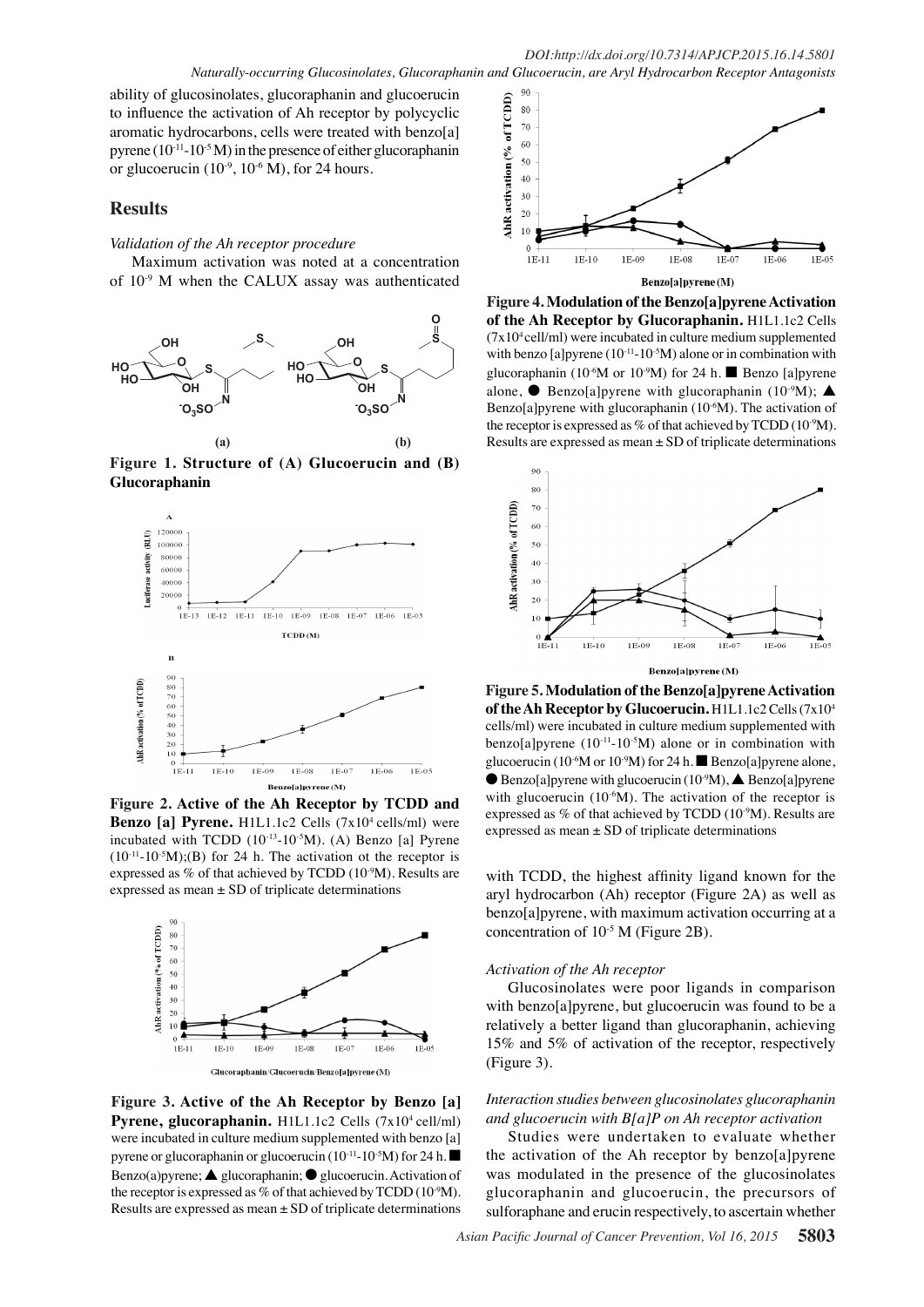ability of glucosinolates, glucoraphanin and glucoerucin to influence the activation of Ah receptor by polycyclic aromatic hydrocarbons, cells were treated with benzo[a] pyrene ($10^{-11}$-$10^{-5}$ M) in the presence of either glucoraphanin or glucoerucin ($10^{-9}$, $10^{-6}$ M), for 24 hours.

## Results

*Validation of the Ah receptor procedure*

Maximum activation was noted at a concentration of $10^{-9}$ M when the CALUX assay was authenticated with TCDD, the highest affinity ligand known for the aryl hydrocarbon (Ah) receptor (Figure 2A) as well as benzo[a]pyrene, with maximum activation occurring at a concentration of $10^{-5}$ M (Figure 2B).

**Figure 1. Structure of (A) Glucoerucin and (B) Glucoraphanin**

**Figure 2. Active of the Ah Receptor by TCDD and Benzo [a] Pyrene.** H1L1.1c2 Cells ($7x10^4$ cells/ml) were incubated with TCDD ($10^{-13}$-$10^{-5}$M). (A) Benzo [a] Pyrene ($10^{-11}$-$10^{-5}$M);(B) for 24 h. The activation ot the receptor is expressed as % of that achieved by TCDD ($10^{-9}$M). Results are expressed as mean ± SD of triplicate determinations

**Figure 3. Active of the Ah Receptor by Benzo [a] Pyrene, glucoraphanin.** H1L1.1c2 Cells ($7x10^4$ cell/ml) were incubated in culture medium supplemented with benzo [a] pyrene or glucoraphanin or glucoerucin ($10^{-11}$-$10^{-5}$M) for 24 h. ■ Benzo(a)pyrene; ▲ glucoraphanin; ● glucoerucin. Activation of the receptor is expressed as % of that achieved by TCDD ($10^{-9}$M). Results are expressed as mean ± SD of triplicate determinations

**Figure 4. Modulation of the Benzo[a]pyrene Activation of the Ah Receptor by Glucoraphanin.** H1L1.1c2 Cells ($7x10^4$ cell/ml) were incubated in culture medium supplemented with benzo [a]pyrene ($10^{-11}$-$10^{-5}$M) alone or in combination with glucoraphanin ($10^{-6}$M or $10^{-9}$M) for 24 h. ■ Benzo [a]pyrene alone, ● Benzo[a]pyrene with glucoraphanin ($10^{-9}$M); ▲ Benzo[a]pyrene with glucoraphanin ($10^{-6}$M). The activation of the receptor is expressed as % of that achieved by TCDD ($10^{-9}$M). Results are expressed as mean ± SD of triplicate determinations

**Figure 5. Modulation of the Benzo[a]pyrene Activation of the Ah Receptor by Glucoerucin.** H1L1.1c2 Cells ($7x10^4$ cells/ml) were incubated in culture medium supplemented with benzo[a]pyrene ($10^{-11}$-$10^{-5}$M) alone or in combination with glucoerucin ($10^{-6}$M or $10^{-9}$M) for 24 h. ■ Benzo[a]pyrene alone, ● Benzo[a]pyrene with glucoerucin ($10^{-9}$M), ▲ Benzo[a]pyrene with glucoerucin ($10^{-6}$M). The activation of the receptor is expressed as % of that achieved by TCDD ($10^{-9}$M). Results are expressed as mean ± SD of triplicate determinations

*Activation of the Ah receptor*

Glucosinolates were poor ligands in comparison with benzo[a]pyrene, but glucoerucin was found to be a relatively a better ligand than glucoraphanin, achieving 15% and 5% of activation of the receptor, respectively (Figure 3).

*Interaction studies between glucosinolates glucoraphanin and glucoerucin with B[a]P on Ah receptor activation*

Studies were undertaken to evaluate whether the activation of the Ah receptor by benzo[a]pyrene was modulated in the presence of the glucosinolates glucoraphanin and glucoerucin, the precursors of sulforaphane and erucin respectively, to ascertain whether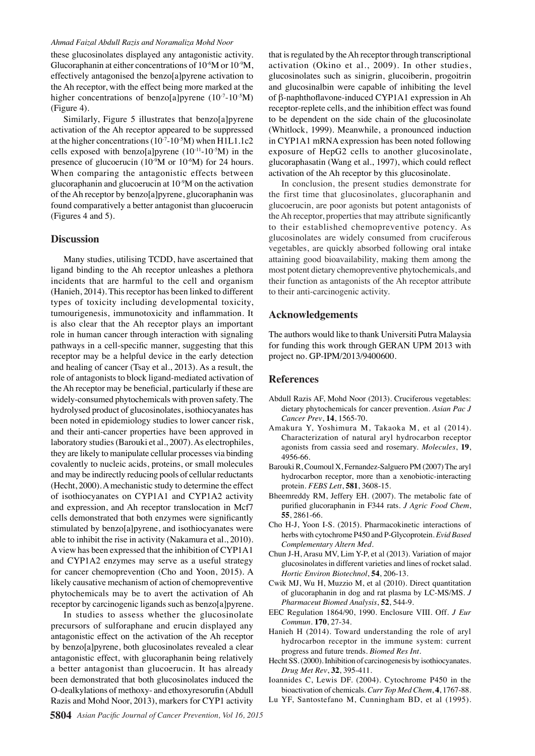these glucosinolates displayed any antagonistic activity. Glucoraphanin at either concentrations of $10^{-6}$M or $10^{-9}$M, effectively antagonised the benzo[a]pyrene activation to the Ah receptor, with the effect being more marked at the higher concentrations of benzo[a]pyrene ($10^{-7}$-$10^{-5}$M) (Figure 4).

Similarly, Figure 5 illustrates that benzo[a]pyrene activation of the Ah receptor appeared to be suppressed at the higher concentrations ($10^{-7}$-$10^{-5}$M) when H1L1.1c2 cells exposed with benzo[a]pyrene ($10^{-11}$-$10^{-5}$M) in the presence of glucoerucin ($10^{-9}$M or $10^{-6}$M) for 24 hours. When comparing the antagonistic effects between glucoraphanin and glucoerucin at $10^{-9}$M on the activation of the Ah receptor by benzo[a]pyrene, glucoraphanin was found comparatively a better antagonist than glucoerucin (Figures 4 and 5).

## Discussion

Many studies, utilising TCDD, have ascertained that ligand binding to the Ah receptor unleashes a plethora incidents that are harmful to the cell and organism (Hanieh, 2014). This receptor has been linked to different types of toxicity including developmental toxicity, tumourigenesis, immunotoxicity and inflammation. It is also clear that the Ah receptor plays an important role in human cancer through interaction with signaling pathways in a cell-specific manner, suggesting that this receptor may be a helpful device in the early detection and healing of cancer (Tsay et al., 2013). As a result, the role of antagonists to block ligand-mediated activation of the Ah receptor may be beneficial, particularly if these are widely-consumed phytochemicals with proven safety. The hydrolysed product of glucosinolates, isothiocyanates has been noted in epidemiology studies to lower cancer risk, and their anti-cancer properties have been approved in laboratory studies (Barouki et al., 2007). As electrophiles, they are likely to manipulate cellular processes via binding covalently to nucleic acids, proteins, or small molecules and may be indirectly reducing pools of cellular reductants (Hecht, 2000). A mechanistic study to determine the effect of isothiocyanates on CYP1A1 and CYP1A2 activity and expression, and Ah receptor translocation in Mcf7 cells demonstrated that both enzymes were significantly stimulated by benzo[a]pyrene, and isothiocyanates were able to inhibit the rise in activity (Nakamura et al., 2010). A view has been expressed that the inhibition of CYP1A1 and CYP1A2 enzymes may serve as a useful strategy for cancer chemoprevention (Cho and Yoon, 2015). A likely causative mechanism of action of chemopreventive phytochemicals may be to avert the activation of Ah receptor by carcinogenic ligands such as benzo[a]pyrene.

In studies to assess whether the glucosinolate precursors of sulforaphane and erucin displayed any antagonistic effect on the activation of the Ah receptor by benzo[a]pyrene, both glucosinolates revealed a clear antagonistic effect, with glucoraphanin being relatively a better antagonist than glucoerucin. It has already been demonstrated that both glucosinolates induced the O-dealkylations of methoxy- and ethoxyresorufin (Abdull Razis and Mohd Noor, 2013), markers for CYP1 activity that is regulated by the Ah receptor through transcriptional activation (Okino et al., 2009). In other studies, glucosinolates such as sinigrin, glucoiberin, progoitrin and glucosinalbin were capable of inhibiting the level of β-naphthoflavone-induced CYP1A1 expression in Ah receptor-replete cells, and the inhibition effect was found to be dependent on the side chain of the glucosinolate (Whitlock, 1999). Meanwhile, a pronounced induction in CYP1A1 mRNA expression has been noted following exposure of HepG2 cells to another glucosinolate, glucoraphasatin (Wang et al., 1997), which could reflect activation of the Ah receptor by this glucosinolate.

In conclusion, the present studies demonstrate for the first time that glucosinolates, glucoraphanin and glucoerucin, are poor agonists but potent antagonists of the Ah receptor, properties that may attribute significantly to their established chemopreventive potency. As glucosinolates are widely consumed from cruciferous vegetables, are quickly absorbed following oral intake attaining good bioavailability, making them among the most potent dietary chemopreventive phytochemicals, and their function as antagonists of the Ah receptor attribute to their anti-carcinogenic activity.

## Acknowledgements

The authors would like to thank Universiti Putra Malaysia for funding this work through GERAN UPM 2013 with project no. GP-IPM/2013/9400600.

## References

Abdull Razis AF, Mohd Noor (2013). Cruciferous vegetables: dietary phytochemicals for cancer prevention. *Asian Pac J Cancer Prev*, **14**, 1565-70.

Amakura Y, Yoshimura M, Takaoka M, et al (2014). Characterization of natural aryl hydrocarbon receptor agonists from cassia seed and rosemary. *Molecules*, **19**, 4956-66.

Barouki R, Coumoul X, Fernandez-Salguero PM (2007) The aryl hydrocarbon receptor, more than a xenobiotic-interacting protein. *FEBS Lett*, **581**, 3608-15.

Bheemreddy RM, Jeffery EH. (2007). The metabolic fate of purified glucoraphanin in F344 rats. *J Agric Food Chem*, **55**, 2861-66.

Cho H-J, Yoon I-S. (2015). Pharmacokinetic interactions of herbs with cytochrome P450 and P-Glycoprotein. *Evid Based Complementary Altern Med*.

Chun J-H, Arasu MV, Lim Y-P, et al (2013). Variation of major glucosinolates in different varieties and lines of rocket salad. *Hortic Environ Biotechnol*, **54**, 206-13.

Cwik MJ, Wu H, Muzzio M, et al (2010). Direct quantitation of glucoraphanin in dog and rat plasma by LC-MS/MS. *J Pharmaceut Biomed Analysis*, **52**, 544-9.

EEC Regulation 1864/90, 1990. Enclosure VIII. Off. *J Eur Commun*. **170**, 27-34.

Hanieh H (2014). Toward understanding the role of aryl hydrocarbon receptor in the immune system: current progress and future trends. *Biomed Res Int*.

Hecht SS. (2000). Inhibition of carcinogenesis by isothiocyanates. *Drug Met Rev*, **32**, 395-411.

Ioannides C, Lewis DF. (2004). Cytochrome P450 in the bioactivation of chemicals. *Curr Top Med Chem*, **4**, 1767-88.

Lu YF, Santostefano M, Cunningham BD, et al (1995).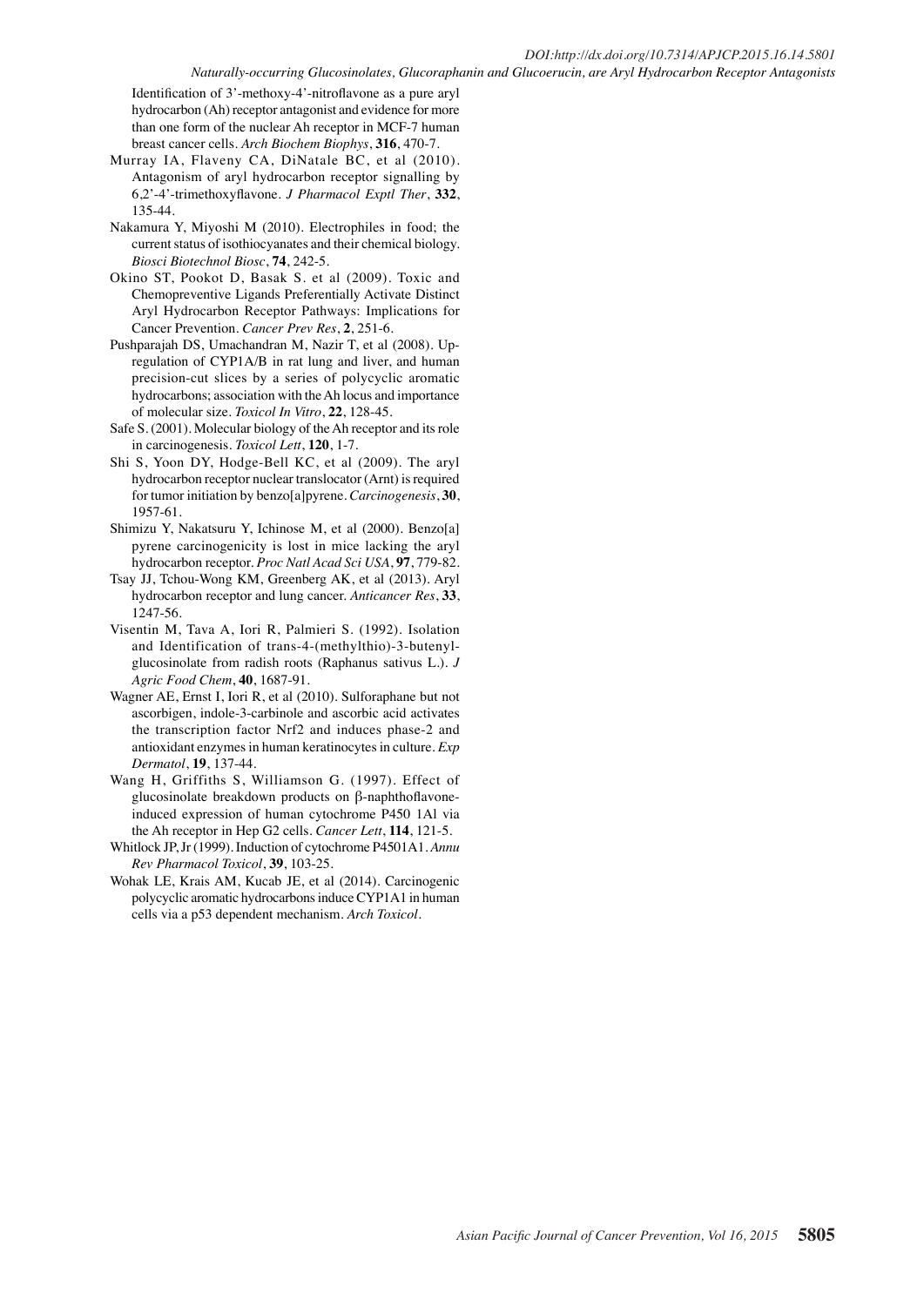Identification of 3'-methoxy-4'-nitroflavone as a pure aryl hydrocarbon (Ah) receptor antagonist and evidence for more than one form of the nuclear Ah receptor in MCF-7 human breast cancer cells. *Arch Biochem Biophys*, **316**, 470-7.

Murray IA, Flaveny CA, DiNatale BC, et al (2010). Antagonism of aryl hydrocarbon receptor signalling by 6,2'-4'-trimethoxyflavone. *J Pharmacol Exptl Ther*, **332**, 135-44.

Nakamura Y, Miyoshi M (2010). Electrophiles in food; the current status of isothiocyanates and their chemical biology. *Biosci Biotechnol Biosc*, **74**, 242-5.

Okino ST, Pookot D, Basak S. et al (2009). Toxic and Chemopreventive Ligands Preferentially Activate Distinct Aryl Hydrocarbon Receptor Pathways: Implications for Cancer Prevention. *Cancer Prev Res*, **2**, 251-6.

Pushparajah DS, Umachandran M, Nazir T, et al (2008). Up-regulation of CYP1A/B in rat lung and liver, and human precision-cut slices by a series of polycyclic aromatic hydrocarbons; association with the Ah locus and importance of molecular size. *Toxicol In Vitro*, **22**, 128-45.

Safe S. (2001). Molecular biology of the Ah receptor and its role in carcinogenesis. *Toxicol Lett*, **120**, 1-7.

Shi S, Yoon DY, Hodge-Bell KC, et al (2009). The aryl hydrocarbon receptor nuclear translocator (Arnt) is required for tumor initiation by benzo[a]pyrene. *Carcinogenesis*, **30**, 1957-61.

Shimizu Y, Nakatsuru Y, Ichinose M, et al (2000). Benzo[a] pyrene carcinogenicity is lost in mice lacking the aryl hydrocarbon receptor. *Proc Natl Acad Sci USA*, **97**, 779-82.

Tsay JJ, Tchou-Wong KM, Greenberg AK, et al (2013). Aryl hydrocarbon receptor and lung cancer. *Anticancer Res*, **33**, 1247-56.

Visentin M, Tava A, Iori R, Palmieri S. (1992). Isolation and Identification of trans-4-(methylthio)-3-butenyl-glucosinolate from radish roots (Raphanus sativus L.). *J Agric Food Chem*, **40**, 1687-91.

Wagner AE, Ernst I, Iori R, et al (2010). Sulforaphane but not ascorbigen, indole-3-carbinole and ascorbic acid activates the transcription factor Nrf2 and induces phase-2 and antioxidant enzymes in human keratinocytes in culture. *Exp Dermatol*, **19**, 137-44.

Wang H, Griffiths S, Williamson G. (1997). Effect of glucosinolate breakdown products on β-naphthoflavone-induced expression of human cytochrome P450 1Al via the Ah receptor in Hep G2 cells. *Cancer Lett*, **114**, 121-5.

Whitlock JP, Jr (1999). Induction of cytochrome P4501A1. *Annu Rev Pharmacol Toxicol*, **39**, 103-25.

Wohak LE, Krais AM, Kucab JE, et al (2014). Carcinogenic polycyclic aromatic hydrocarbons induce CYP1A1 in human cells via a p53 dependent mechanism. *Arch Toxicol*.